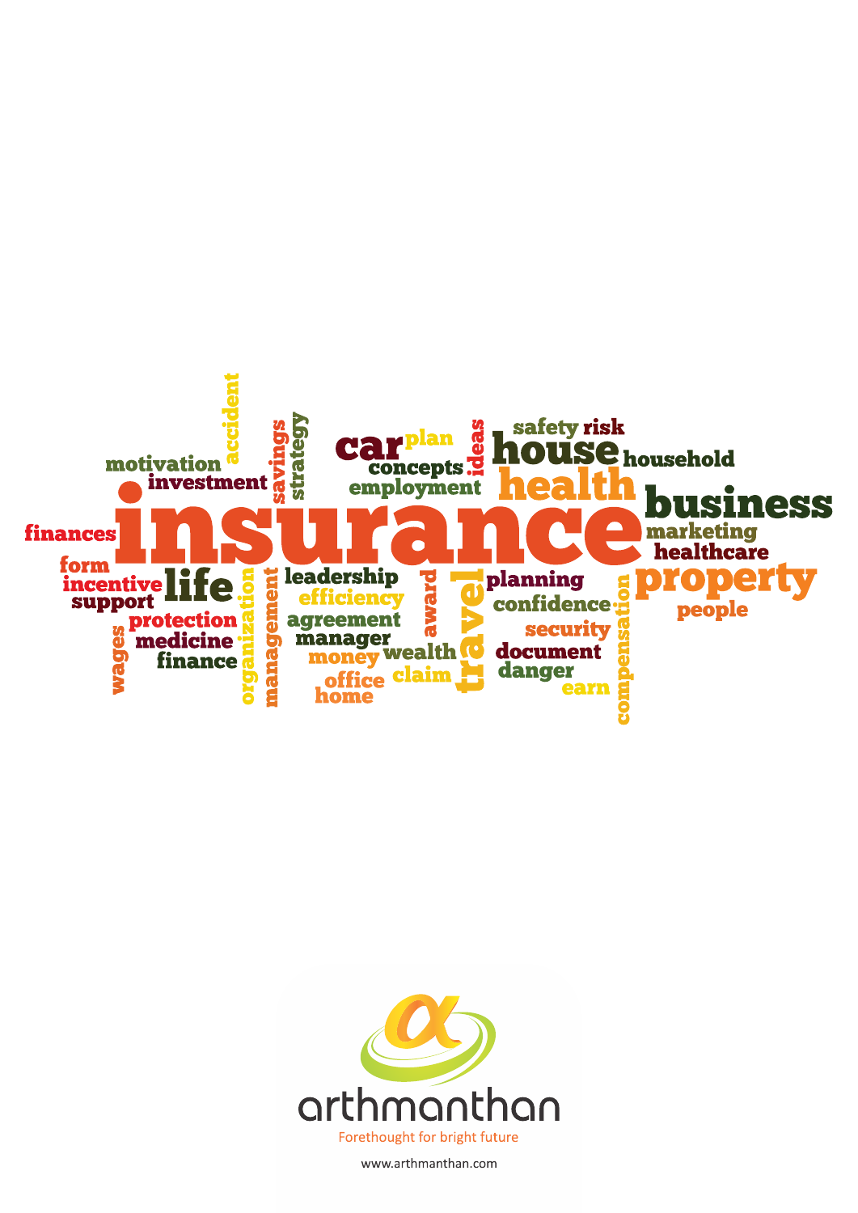insurance

motivation accident investment savings strategy car plan concepts employment ideas safety risk house household health business finances marketing healthcare form incentive support life organization management leadership efficiency agreement award travel planning confidence compensation property people wages protection medicine finance manager money wealth office home claim security document danger earn

arthmanthan

Forethought for bright future

www.arthmanthan.com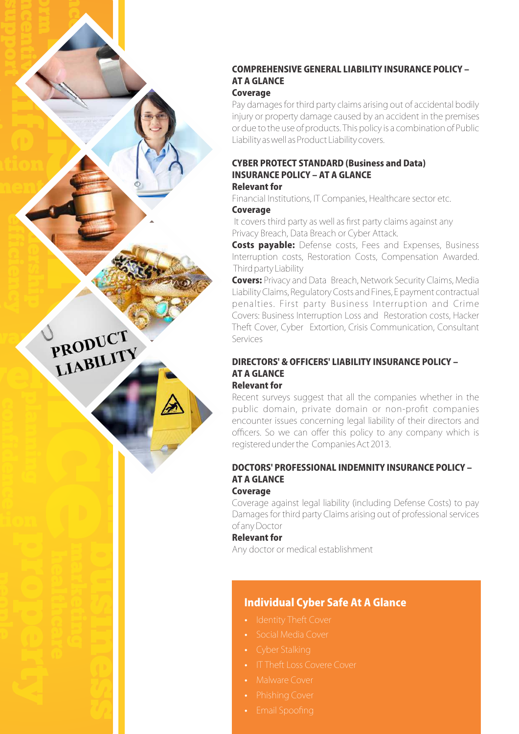## COMPREHENSIVE GENERAL LIABILITY INSURANCE POLICY – AT A GLANCE

### Coverage

Pay damages for third party claims arising out of accidental bodily injury or property damage caused by an accident in the premises or due to the use of products. This policy is a combination of Public Liability as well as Product Liability covers.

## CYBER PROTECT STANDARD (Business and Data) INSURANCE POLICY – AT A GLANCE

### Relevant for

Financial Institutions, IT Companies, Healthcare sector etc.

### Coverage

It covers third party as well as first party claims against any Privacy Breach, Data Breach or Cyber Attack.

**Costs payable:** Defense costs, Fees and Expenses, Business Interruption costs, Restoration Costs, Compensation Awarded. Third party Liability

**Covers:** Privacy and Data Breach, Network Security Claims, Media Liability Claims, Regulatory Costs and Fines, E payment contractual penalties. First party Business Interruption and Crime Covers: Business Interruption Loss and Restoration costs, Hacker Theft Cover, Cyber Extortion, Crisis Communication, Consultant Services

## DIRECTORS' & OFFICERS' LIABILITY INSURANCE POLICY – AT A GLANCE

### Relevant for

Recent surveys suggest that all the companies whether in the public domain, private domain or non-profit companies encounter issues concerning legal liability of their directors and officers. So we can offer this policy to any company which is registered under the Companies Act 2013.

## DOCTORS' PROFESSIONAL INDEMNITY INSURANCE POLICY – AT A GLANCE

### Coverage

Coverage against legal liability (including Defense Costs) to pay Damages for third party Claims arising out of professional services of any Doctor

### Relevant for

Any doctor or medical establishment

## Individual Cyber Safe At A Glance

- Identity Theft Cover
- Social Media Cover
- Cyber Stalking
- IT Theft Loss Covere Cover
- Malware Cover
- Phishing Cover
- Email Spoofing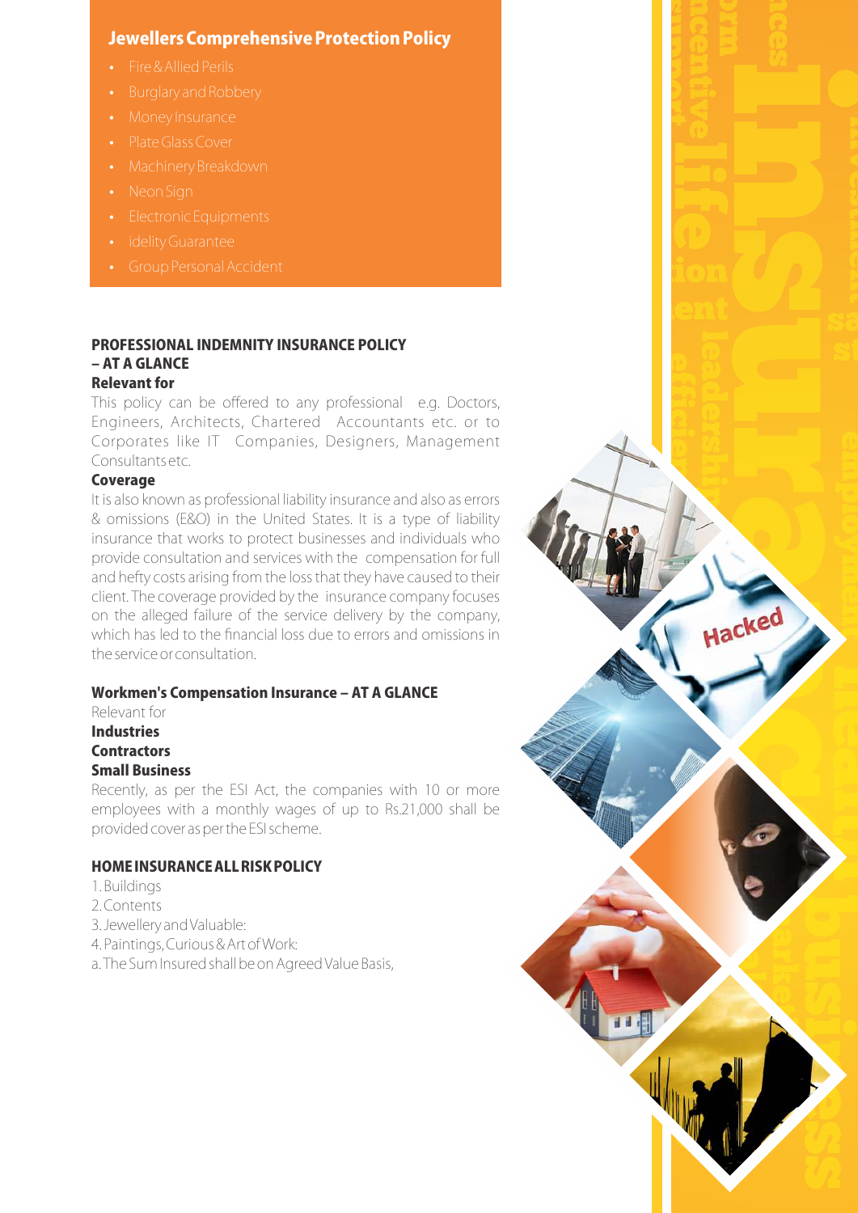## Jewellers Comprehensive Protection Policy

- Fire & Allied Perils
- Burglary and Robbery
- Money Insurance
- Plate Glass Cover
- Machinery Breakdown
- Neon Sign
- Electronic Equipments
- idelity Guarantee
- Group Personal Accident

## PROFESSIONAL INDEMNITY INSURANCE POLICY – AT A GLANCE

**Relevant for**

This policy can be offered to any professional e.g. Doctors, Engineers, Architects, Chartered Accountants etc. or to Corporates like IT Companies, Designers, Management Consultants etc.

**Coverage**

It is also known as professional liability insurance and also as errors & omissions (E&O) in the United States. It is a type of liability insurance that works to protect businesses and individuals who provide consultation and services with the compensation for full and hefty costs arising from the loss that they have caused to their client. The coverage provided by the insurance company focuses on the alleged failure of the service delivery by the company, which has led to the financial loss due to errors and omissions in the service or consultation.

## Workmen's Compensation Insurance – AT A GLANCE

Relevant for

**Industries**

**Contractors**

**Small Business**

Recently, as per the ESI Act, the companies with 10 or more employees with a monthly wages of up to Rs.21,000 shall be provided cover as per the ESI scheme.

## HOME INSURANCE ALL RISK POLICY

1. Buildings
2. Contents
3. Jewellery and Valuable:
4. Paintings, Curious & Art of Work:

a. The Sum Insured shall be on Agreed Value Basis,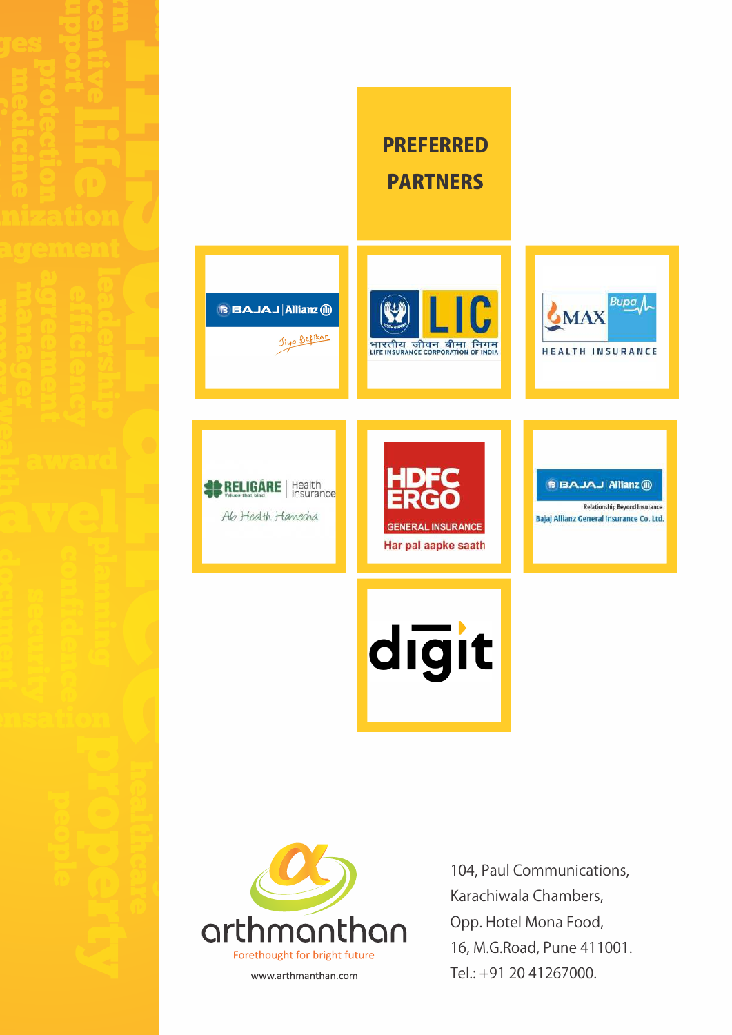# PREFERRED PARTNERS

BAJAJ Allianz
Jiyo Befikar

भारतीय जीवन बीमा निगम
LIC
LIFE INSURANCE CORPORATION OF INDIA

MAX Bupa
HEALTH INSURANCE

RELIGARE Health Insurance
Values that bind
Ab Health Hamesha

HDFC ERGO
GENERAL INSURANCE
Har pal aapke saath

BAJAJ Allianz
Relationship Beyond Insurance
Bajaj Allianz General Insurance Co. Ltd.

digit

arthmanthan
Forethought for bright future
www.arthmanthan.com

104, Paul Communications,
Karachiwala Chambers,
Opp. Hotel Mona Food,
16, M.G.Road, Pune 411001.
Tel.: +91 20 41267000.